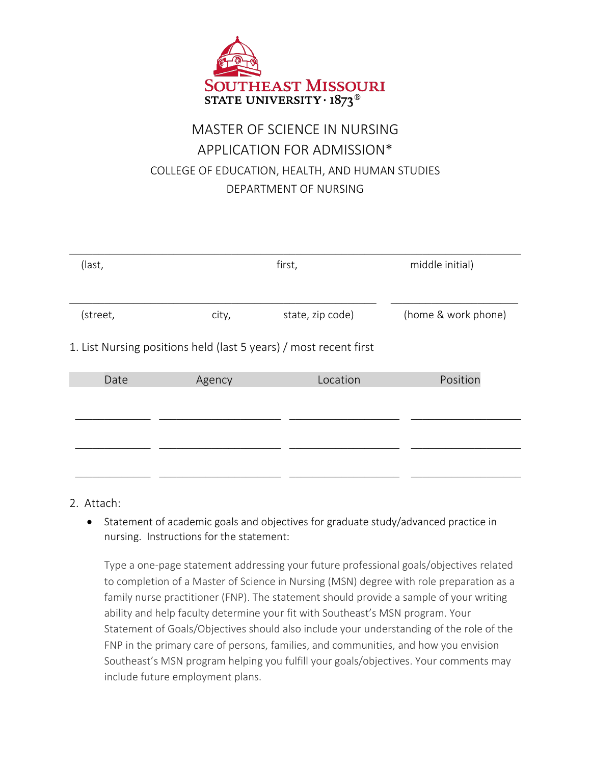SOUTHEAST MISSOURI
STATE UNIVERSITY · 1873®

# MASTER OF SCIENCE IN NURSING
# APPLICATION FOR ADMISSION*

## COLLEGE OF EDUCATION, HEALTH, AND HUMAN STUDIES
## DEPARTMENT OF NURSING

_______________________________________________________________

(last, first, middle initial)

_______________________________________________ ____________________

(street, city, state, zip code) (home & work phone)

1. List Nursing positions held (last 5 years) / most recent first

| Date | Agency | Location | Position |
|---|---|---|---|
| | | | |
| | | | |
| | | | |

2. Attach:

- Statement of academic goals and objectives for graduate study/advanced practice in nursing. Instructions for the statement:

  Type a one-page statement addressing your future professional goals/objectives related to completion of a Master of Science in Nursing (MSN) degree with role preparation as a family nurse practitioner (FNP). The statement should provide a sample of your writing ability and help faculty determine your fit with Southeast's MSN program. Your Statement of Goals/Objectives should also include your understanding of the role of the FNP in the primary care of persons, families, and communities, and how you envision Southeast's MSN program helping you fulfill your goals/objectives. Your comments may include future employment plans.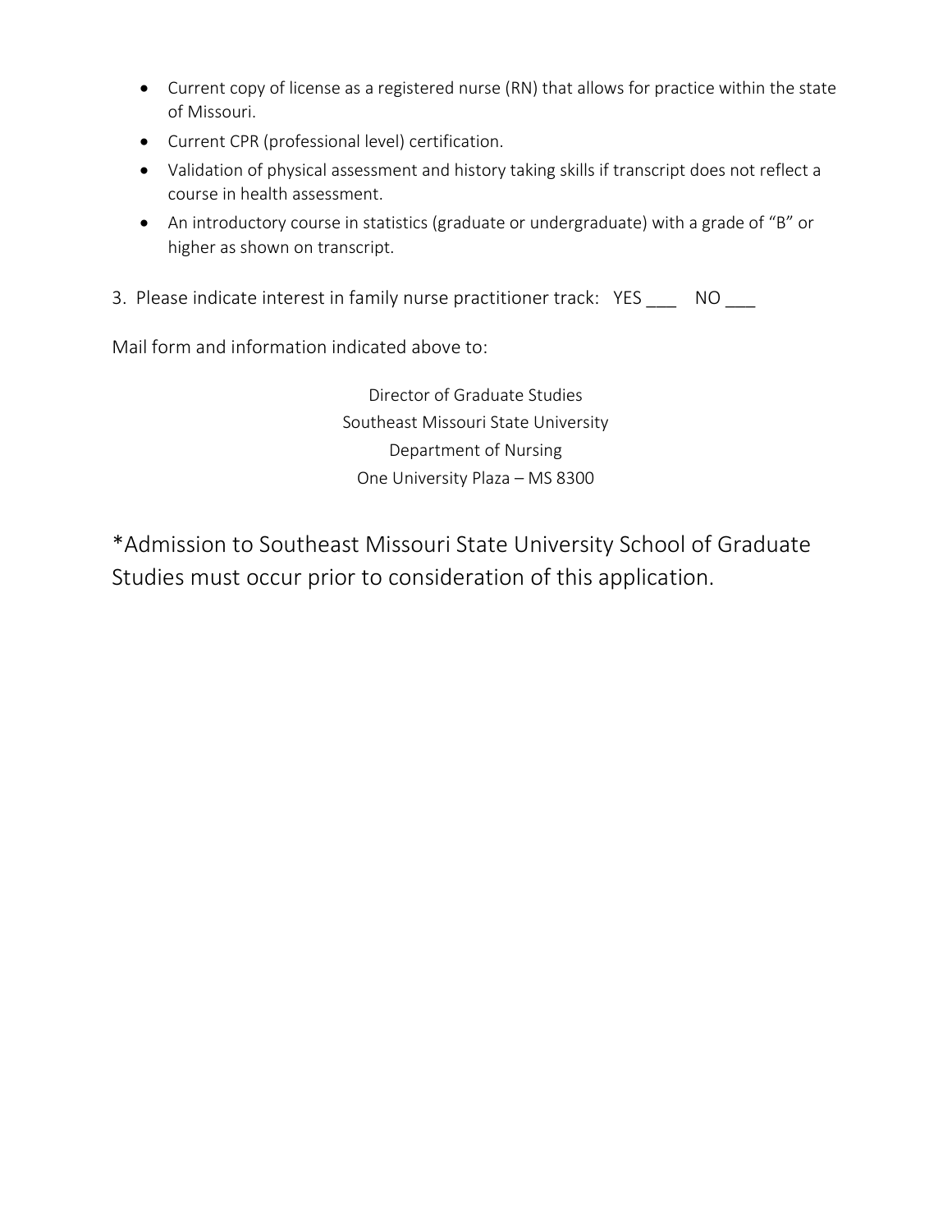- Current copy of license as a registered nurse (RN) that allows for practice within the state of Missouri.
- Current CPR (professional level) certification.
- Validation of physical assessment and history taking skills if transcript does not reflect a course in health assessment.
- An introductory course in statistics (graduate or undergraduate) with a grade of "B" or higher as shown on transcript.

3. Please indicate interest in family nurse practitioner track: YES ___ NO ___

Mail form and information indicated above to:

Director of Graduate Studies
Southeast Missouri State University
Department of Nursing
One University Plaza – MS 8300

*Admission to Southeast Missouri State University School of Graduate Studies must occur prior to consideration of this application.